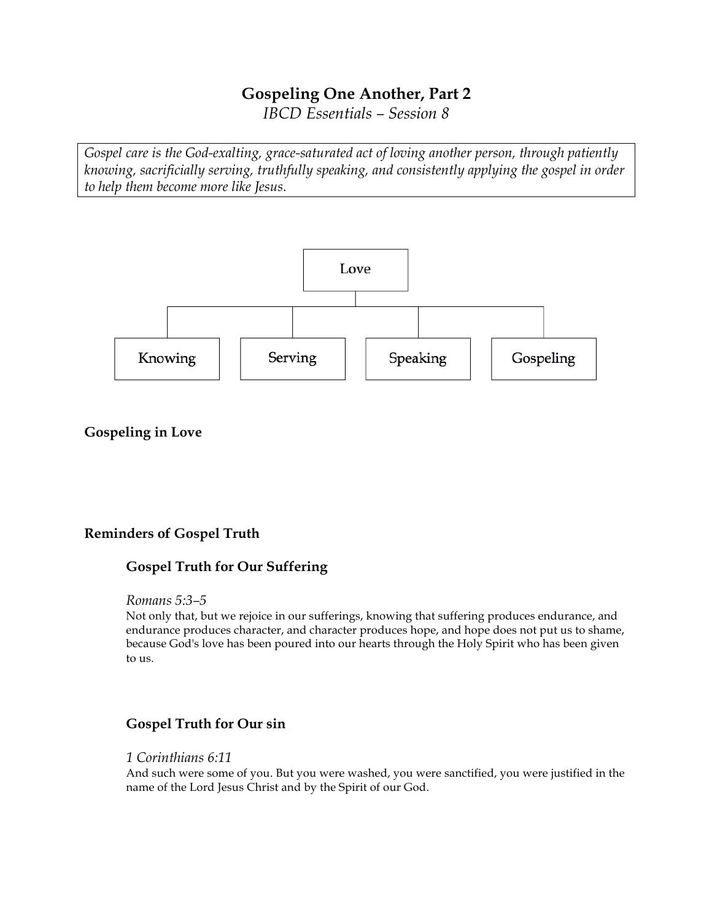# Gospeling One Another, Part 2

*IBCD Essentials – Session 8*

> *Gospel care is the God-exalting, grace-saturated act of loving another person, through patiently knowing, sacrificially serving, truthfully speaking, and consistently applying the gospel in order to help them become more like Jesus.*

Love

Knowing | Serving | Speaking | Gospeling

## Gospeling in Love

## Reminders of Gospel Truth

### Gospel Truth for Our Suffering

*Romans 5:3–5*

Not only that, but we rejoice in our sufferings, knowing that suffering produces endurance, and endurance produces character, and character produces hope, and hope does not put us to shame, because God's love has been poured into our hearts through the Holy Spirit who has been given to us.

### Gospel Truth for Our sin

*1 Corinthians 6:11*

And such were some of you. But you were washed, you were sanctified, you were justified in the name of the Lord Jesus Christ and by the Spirit of our God.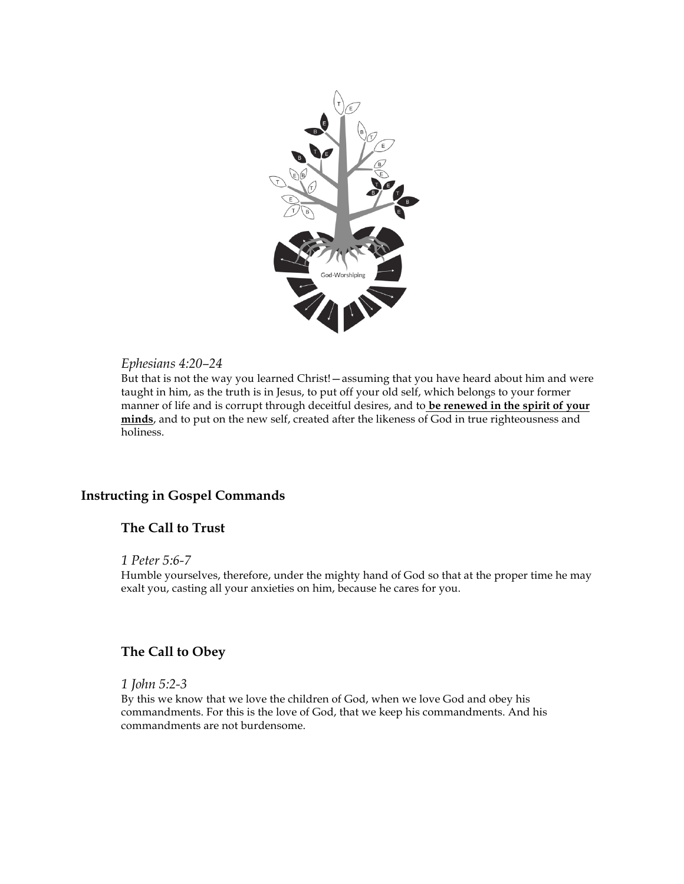*Ephesians 4:20–24*
But that is not the way you learned Christ!—assuming that you have heard about him and were taught in him, as the truth is in Jesus, to put off your old self, which belongs to your former manner of life and is corrupt through deceitful desires, and to **be renewed in the spirit of your minds**, and to put on the new self, created after the likeness of God in true righteousness and holiness.

## Instructing in Gospel Commands

### The Call to Trust

*1 Peter 5:6-7*
Humble yourselves, therefore, under the mighty hand of God so that at the proper time he may exalt you, casting all your anxieties on him, because he cares for you.

### The Call to Obey

*1 John 5:2-3*
By this we know that we love the children of God, when we love God and obey his commandments. For this is the love of God, that we keep his commandments. And his commandments are not burdensome.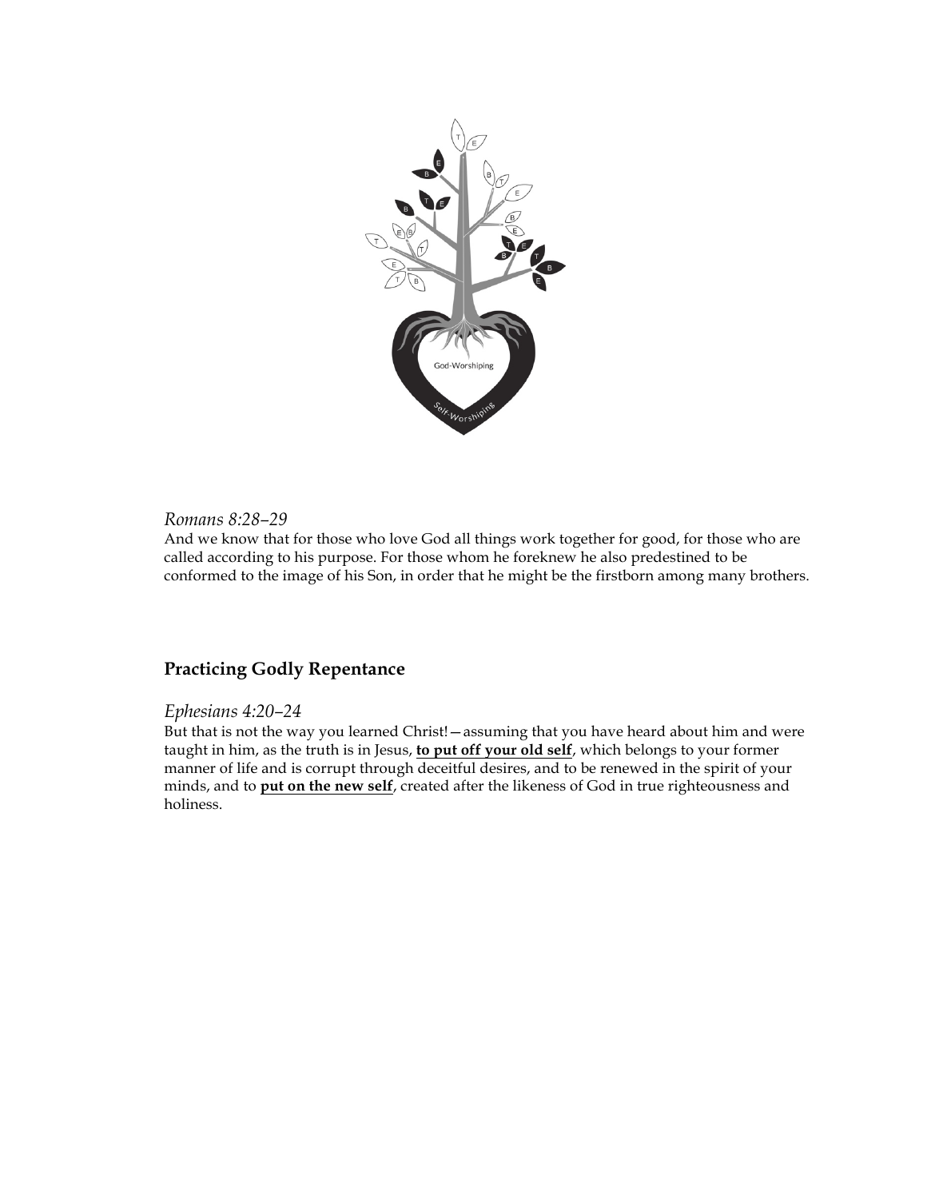God-Worshiping

Self-Worshiping

*Romans 8:28–29*
And we know that for those who love God all things work together for good, for those who are called according to his purpose. For those whom he foreknew he also predestined to be conformed to the image of his Son, in order that he might be the firstborn among many brothers.

## Practicing Godly Repentance

*Ephesians 4:20–24*
But that is not the way you learned Christ!—assuming that you have heard about him and were taught in him, as the truth is in Jesus, **<u>to put off your old self</u>**, which belongs to your former manner of life and is corrupt through deceitful desires, and to be renewed in the spirit of your minds, and to **<u>put on the new self</u>**, created after the likeness of God in true righteousness and holiness.